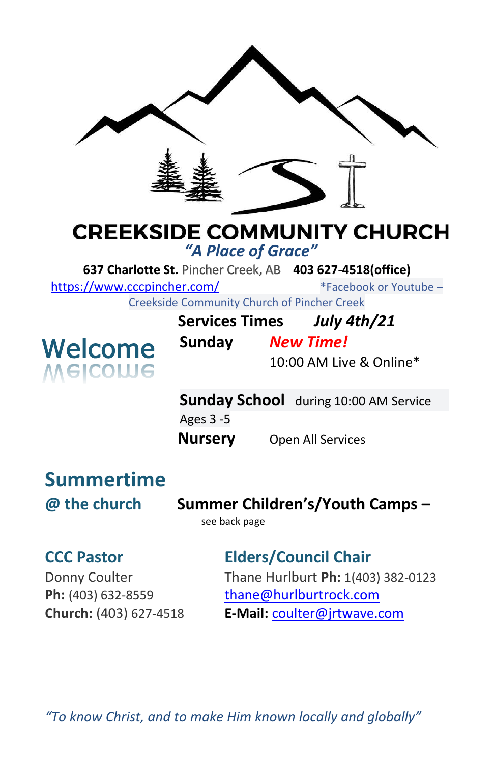# CREEKSIDE COMMUNITY CHURCH

*"A Place of Grace"*

**637 Charlotte St.** Pincher Creek, AB **403 627-4518(office)**

https://www.cccpincher.com/ *Facebook or Youtube – Creekside Community Church of Pincher Creek

## Welcome

**Services Times** ***July 4th/21***

**Sunday** ***New Time!***

10:00 AM Live & Online*

**Sunday School** during 10:00 AM Service
Ages 3 -5

**Nursery** Open All Services

## Summertime

**@ the church**

**Summer Children's/Youth Camps –** see back page

### CCC Pastor

Donny Coulter
**Ph:** (403) 632-8559
**Church:** (403) 627-4518

### Elders/Council Chair

Thane Hurlburt **Ph:** 1(403) 382-0123
thane@hurlburtrock.com
**E-Mail:** coulter@jrtwave.com

*"To know Christ, and to make Him known locally and globally"*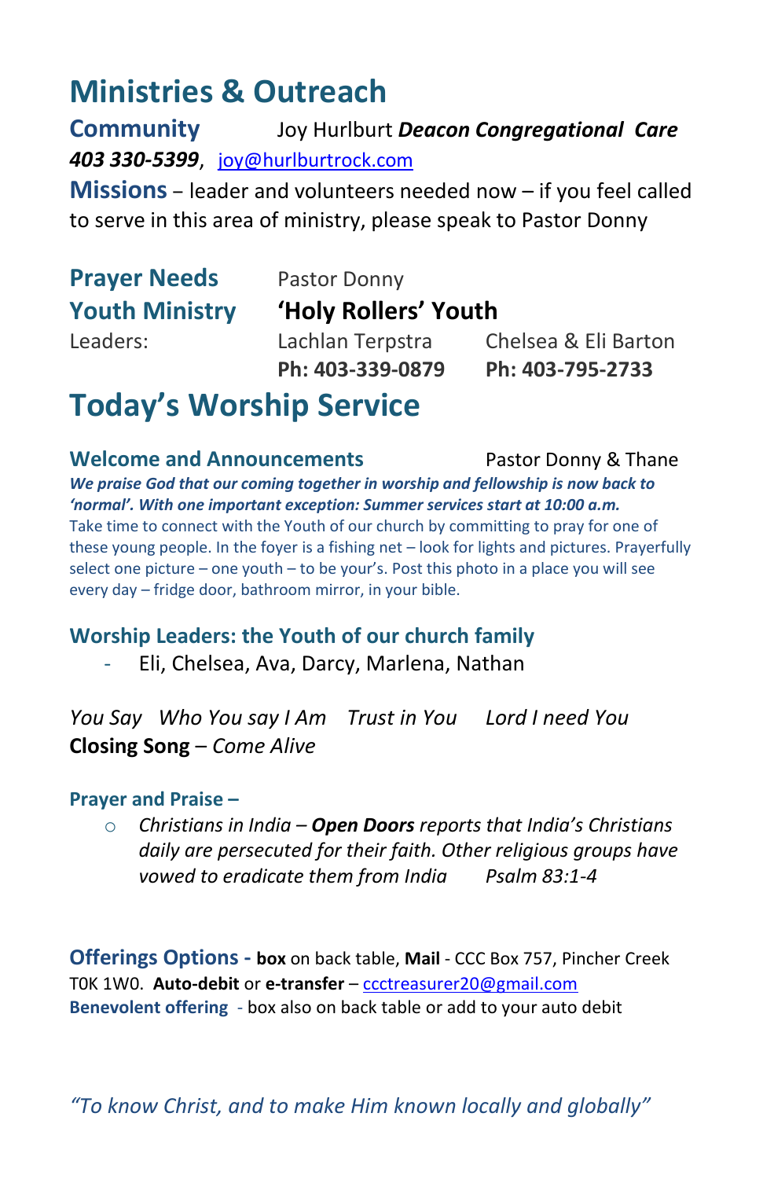# Ministries & Outreach

**Community** Joy Hurlburt ***Deacon Congregational Care*** ***403 330-5399***, joy@hurlburtrock.com

**Missions** – leader and volunteers needed now – if you feel called to serve in this area of ministry, please speak to Pastor Donny

**Prayer Needs** Pastor Donny

**Youth Ministry** **'Holy Rollers' Youth**

Leaders: Lachlan Terpstra **Ph: 403-339-0879** Chelsea & Eli Barton **Ph: 403-795-2733**

# Today's Worship Service

### Welcome and Announcements Pastor Donny & Thane

***We praise God that our coming together in worship and fellowship is now back to 'normal'. With one important exception: Summer services start at 10:00 a.m.***

Take time to connect with the Youth of our church by committing to pray for one of these young people. In the foyer is a fishing net – look for lights and pictures. Prayerfully select one picture – one youth – to be your's. Post this photo in a place you will see every day – fridge door, bathroom mirror, in your bible.

### Worship Leaders: the Youth of our church family

- Eli, Chelsea, Ava, Darcy, Marlena, Nathan

*You Say Who You say I Am Trust in You Lord I need You*

**Closing Song** – *Come Alive*

### Prayer and Praise –

- *Christians in India – **Open Doors** reports that India's Christians daily are persecuted for their faith. Other religious groups have vowed to eradicate them from India Psalm 83:1-4*

**Offerings Options -** **box** on back table, **Mail** - CCC Box 757, Pincher Creek T0K 1W0. **Auto-debit** or **e-transfer** – ccctreasurer20@gmail.com

**Benevolent offering** - box also on back table or add to your auto debit

*"To know Christ, and to make Him known locally and globally"*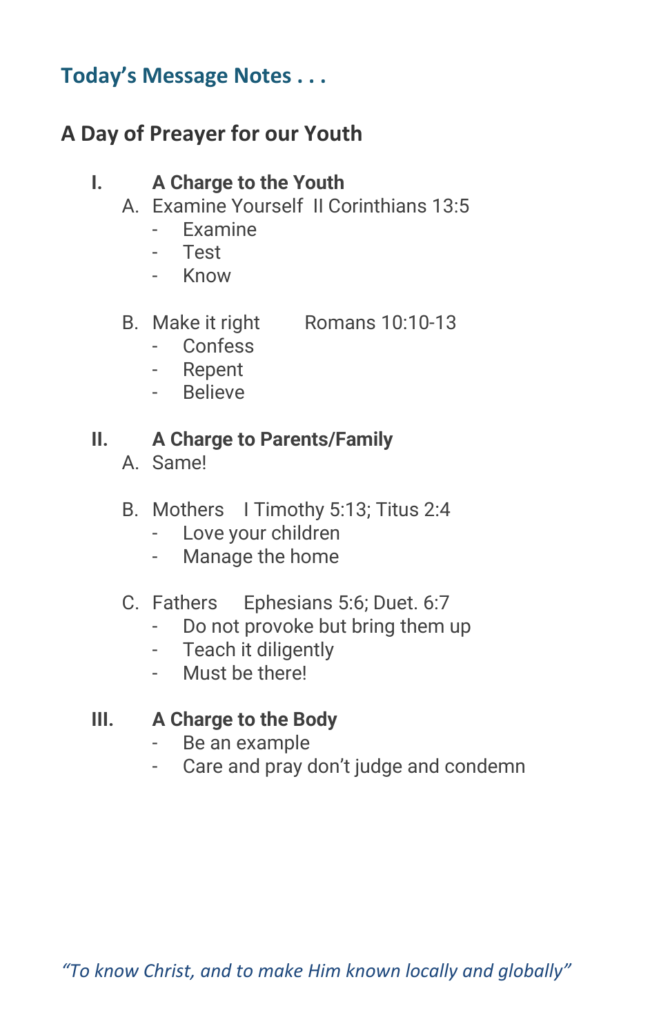## Today's Message Notes . . .

### A Day of Preayer for our Youth

**I. A Charge to the Youth**

A. Examine Yourself  II Corinthians 13:5
- Examine
- Test
- Know

B. Make it right  Romans 10:10-13
- Confess
- Repent
- Believe

**II. A Charge to Parents/Family**

A. Same!

B. Mothers  I Timothy 5:13; Titus 2:4
- Love your children
- Manage the home

C. Fathers  Ephesians 5:6; Duet. 6:7
- Do not provoke but bring them up
- Teach it diligently
- Must be there!

**III. A Charge to the Body**
- Be an example
- Care and pray don't judge and condemn

*"To know Christ, and to make Him known locally and globally"*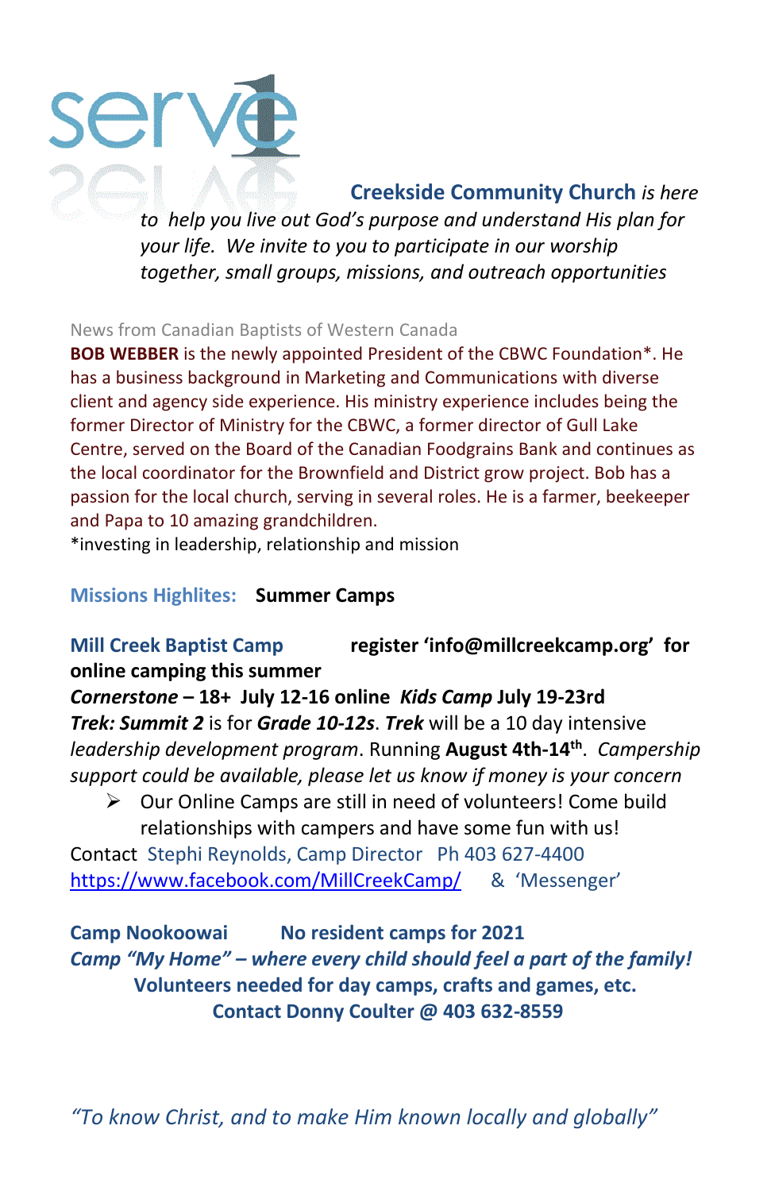serve

**Creekside Community Church** *is here to help you live out God's purpose and understand His plan for your life. We invite to you to participate in our worship together, small groups, missions, and outreach opportunities*

News from Canadian Baptists of Western Canada

**BOB WEBBER** is the newly appointed President of the CBWC Foundation*. He has a business background in Marketing and Communications with diverse client and agency side experience. His ministry experience includes being the former Director of Ministry for the CBWC, a former director of Gull Lake Centre, served on the Board of the Canadian Foodgrains Bank and continues as the local coordinator for the Brownfield and District grow project. Bob has a passion for the local church, serving in several roles. He is a farmer, beekeeper and Papa to 10 amazing grandchildren.

*investing in leadership, relationship and mission

**Missions Highlites:** **Summer Camps**

**Mill Creek Baptist Camp** **register 'info@millcreekcamp.org' for online camping this summer**

***Cornerstone*** **– 18+ July 12-16 online** ***Kids Camp*** **July 19-23rd**

***Trek: Summit 2*** is for ***Grade 10-12s***. ***Trek*** will be a 10 day intensive *leadership development program*. Running **August 4th-14th**. *Campership support could be available, please let us know if money is your concern*

- Our Online Camps are still in need of volunteers! Come build relationships with campers and have some fun with us!

Contact Stephi Reynolds, Camp Director Ph 403 627-4400

https://www.facebook.com/MillCreekCamp/ & 'Messenger'

**Camp Nookoowai** **No resident camps for 2021**

***Camp "My Home" – where every child should feel a part of the family!***

**Volunteers needed for day camps, crafts and games, etc.**

**Contact Donny Coulter @ 403 632-8559**

*"To know Christ, and to make Him known locally and globally"*